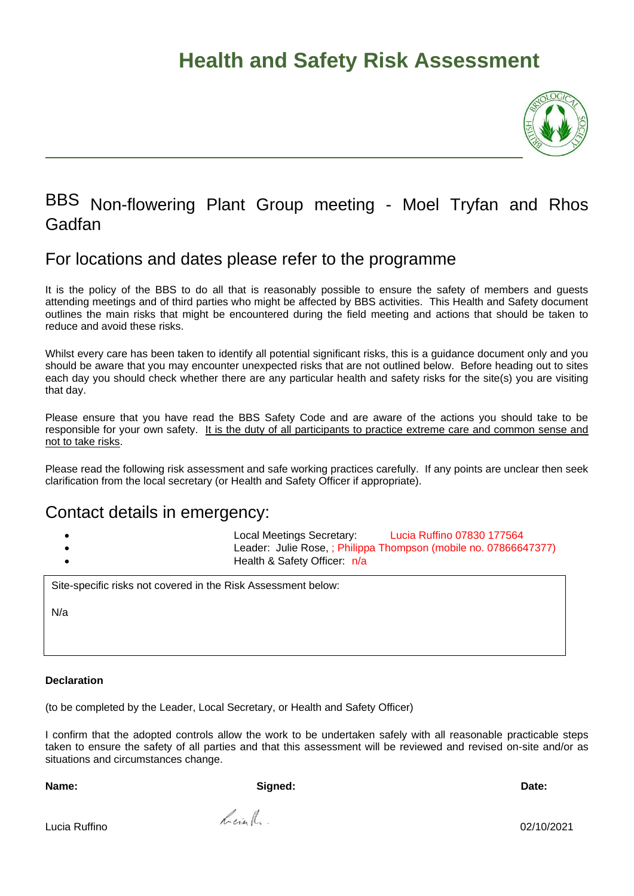# Health and Safety Risk Assessment

## BBS Non-flowering Plant Group meeting - Moel Tryfan and Rhos Gadfan

## For locations and dates please refer to the programme

It is the policy of the BBS to do all that is reasonably possible to ensure the safety of members and guests attending meetings and of third parties who might be affected by BBS activities. This Health and Safety document outlines the main risks that might be encountered during the field meeting and actions that should be taken to reduce and avoid these risks.

Whilst every care has been taken to identify all potential significant risks, this is a guidance document only and you should be aware that you may encounter unexpected risks that are not outlined below. Before heading out to sites each day you should check whether there are any particular health and safety risks for the site(s) you are visiting that day.

Please ensure that you have read the BBS Safety Code and are aware of the actions you should take to be responsible for your own safety. <u>It is the duty of all participants to practice extreme care and common sense and not to take risks</u>.

Please read the following risk assessment and safe working practices carefully. If any points are unclear then seek clarification from the local secretary (or Health and Safety Officer if appropriate).

## Contact details in emergency:

- Local Meetings Secretary: Lucia Ruffino 07830 177564
- Leader: Julie Rose, ; Philippa Thompson (mobile no. 07866647377)
- Health & Safety Officer: n/a

| Site-specific risks not covered in the Risk Assessment below: |
|---|
| N/a |

**Declaration**

(to be completed by the Leader, Local Secretary, or Health and Safety Officer)

I confirm that the adopted controls allow the work to be undertaken safely with all reasonable practicable steps taken to ensure the safety of all parties and that this assessment will be reviewed and revised on-site and/or as situations and circumstances change.

| **Name:** | **Signed:** | **Date:** |
|---|---|---|
| Lucia Ruffino | Lucia R. | 02/10/2021 |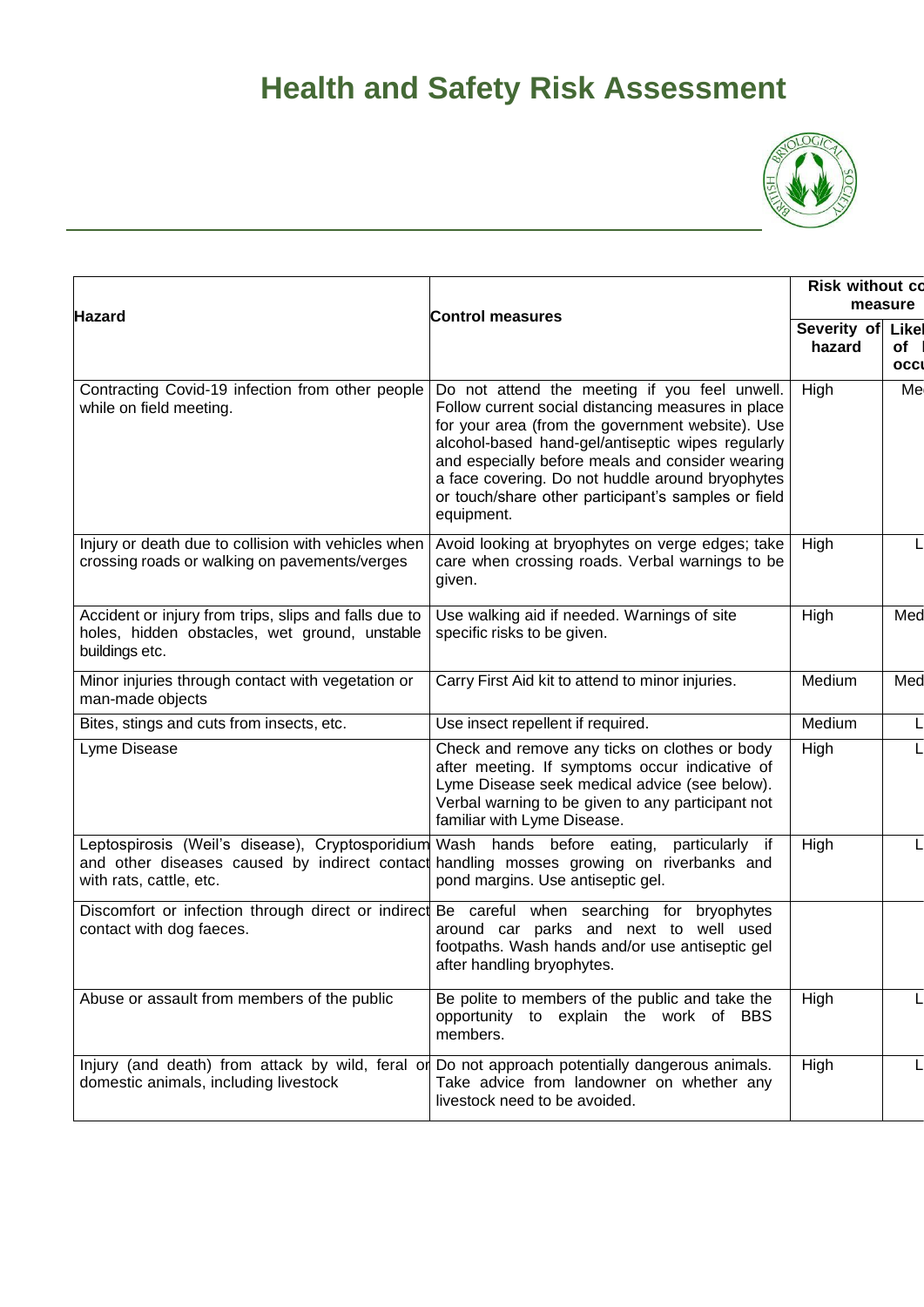# Health and Safety Risk Assessment

| Hazard | Control measures | Risk without co measure | |
|---|---|---|---|
| | | Severity of hazard | Likel of occu |
| Contracting Covid-19 infection from other people while on field meeting. | Do not attend the meeting if you feel unwell. Follow current social distancing measures in place for your area (from the government website). Use alcohol-based hand-gel/antiseptic wipes regularly and especially before meals and consider wearing a face covering. Do not huddle around bryophytes or touch/share other participant's samples or field equipment. | High | Me |
| Injury or death due to collision with vehicles when crossing roads or walking on pavements/verges | Avoid looking at bryophytes on verge edges; take care when crossing roads. Verbal warnings to be given. | High | L |
| Accident or injury from trips, slips and falls due to holes, hidden obstacles, wet ground, unstable buildings etc. | Use walking aid if needed. Warnings of site specific risks to be given. | High | Med |
| Minor injuries through contact with vegetation or man-made objects | Carry First Aid kit to attend to minor injuries. | Medium | Med |
| Bites, stings and cuts from insects, etc. | Use insect repellent if required. | Medium | L |
| Lyme Disease | Check and remove any ticks on clothes or body after meeting. If symptoms occur indicative of Lyme Disease seek medical advice (see below). Verbal warning to be given to any participant not familiar with Lyme Disease. | High | L |
| Leptospirosis (Weil's disease), Cryptosporidium and other diseases caused by indirect contact with rats, cattle, etc. | Wash hands before eating, particularly if handling mosses growing on riverbanks and pond margins. Use antiseptic gel. | High | L |
| Discomfort or infection through direct or indirect contact with dog faeces. | Be careful when searching for bryophytes around car parks and next to well used footpaths. Wash hands and/or use antiseptic gel after handling bryophytes. | | |
| Abuse or assault from members of the public | Be polite to members of the public and take the opportunity to explain the work of BBS members. | High | L |
| Injury (and death) from attack by wild, feral or domestic animals, including livestock | Do not approach potentially dangerous animals. Take advice from landowner on whether any livestock need to be avoided. | High | L |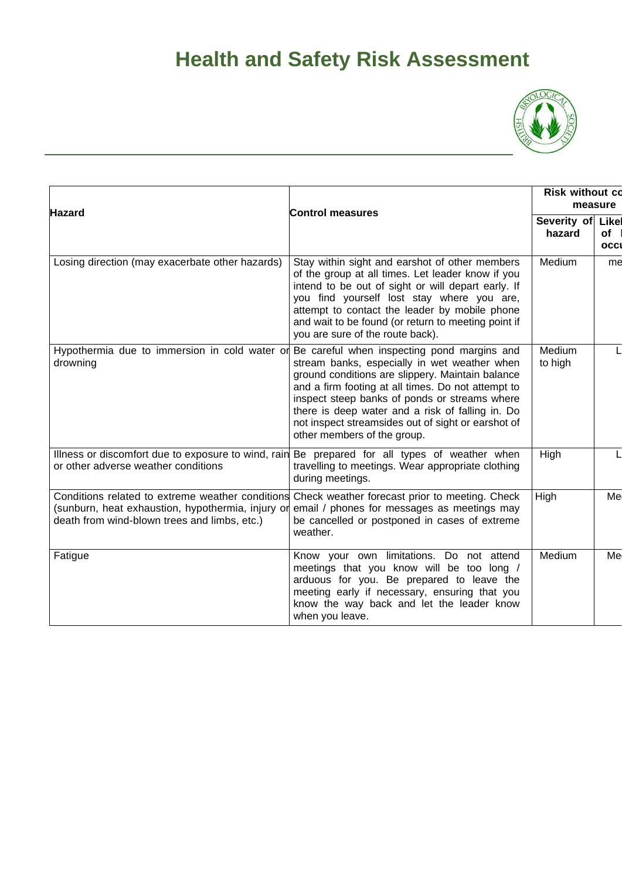# Health and Safety Risk Assessment

| Hazard | Control measures | Risk without co measure | |
|---|---|---|---|
| | | Severity of hazard | Likel of occu |
| Losing direction (may exacerbate other hazards) | Stay within sight and earshot of other members of the group at all times. Let leader know if you intend to be out of sight or will depart early. If you find yourself lost stay where you are, attempt to contact the leader by mobile phone and wait to be found (or return to meeting point if you are sure of the route back). | Medium | me |
| Hypothermia due to immersion in cold water or drowning | Be careful when inspecting pond margins and stream banks, especially in wet weather when ground conditions are slippery. Maintain balance and a firm footing at all times. Do not attempt to inspect steep banks of ponds or streams where there is deep water and a risk of falling in. Do not inspect streamsides out of sight or earshot of other members of the group. | Medium to high | L |
| Illness or discomfort due to exposure to wind, rain or other adverse weather conditions | Be prepared for all types of weather when travelling to meetings. Wear appropriate clothing during meetings. | High | L |
| Conditions related to extreme weather conditions (sunburn, heat exhaustion, hypothermia, injury or death from wind-blown trees and limbs, etc.) | Check weather forecast prior to meeting. Check email / phones for messages as meetings may be cancelled or postponed in cases of extreme weather. | High | Me |
| Fatigue | Know your own limitations. Do not attend meetings that you know will be too long / arduous for you. Be prepared to leave the meeting early if necessary, ensuring that you know the way back and let the leader know when you leave. | Medium | Me |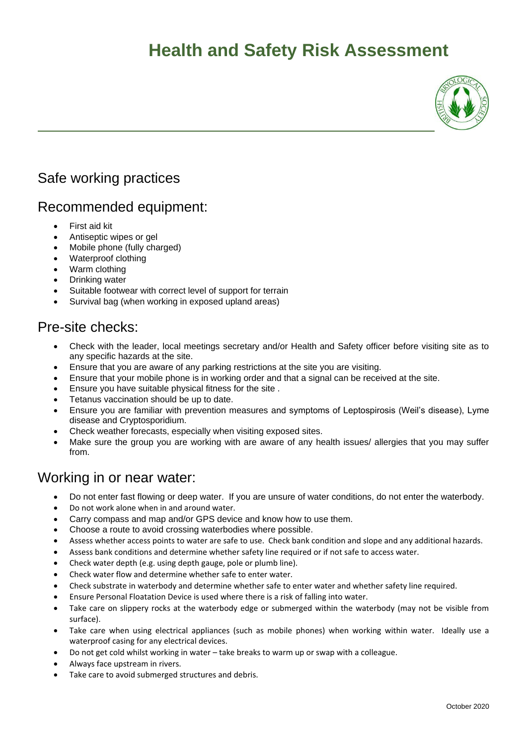# Health and Safety Risk Assessment

## Safe working practices

## Recommended equipment:

- First aid kit
- Antiseptic wipes or gel
- Mobile phone (fully charged)
- Waterproof clothing
- Warm clothing
- Drinking water
- Suitable footwear with correct level of support for terrain
- Survival bag (when working in exposed upland areas)

## Pre-site checks:

- Check with the leader, local meetings secretary and/or Health and Safety officer before visiting site as to any specific hazards at the site.
- Ensure that you are aware of any parking restrictions at the site you are visiting.
- Ensure that your mobile phone is in working order and that a signal can be received at the site.
- Ensure you have suitable physical fitness for the site .
- Tetanus vaccination should be up to date.
- Ensure you are familiar with prevention measures and symptoms of Leptospirosis (Weil's disease), Lyme disease and Cryptosporidium.
- Check weather forecasts, especially when visiting exposed sites.
- Make sure the group you are working with are aware of any health issues/ allergies that you may suffer from.

## Working in or near water:

- Do not enter fast flowing or deep water. If you are unsure of water conditions, do not enter the waterbody.
- Do not work alone when in and around water.
- Carry compass and map and/or GPS device and know how to use them.
- Choose a route to avoid crossing waterbodies where possible.
- Assess whether access points to water are safe to use. Check bank condition and slope and any additional hazards.
- Assess bank conditions and determine whether safety line required or if not safe to access water.
- Check water depth (e.g. using depth gauge, pole or plumb line).
- Check water flow and determine whether safe to enter water.
- Check substrate in waterbody and determine whether safe to enter water and whether safety line required.
- Ensure Personal Floatation Device is used where there is a risk of falling into water.
- Take care on slippery rocks at the waterbody edge or submerged within the waterbody (may not be visible from surface).
- Take care when using electrical appliances (such as mobile phones) when working within water. Ideally use a waterproof casing for any electrical devices.
- Do not get cold whilst working in water – take breaks to warm up or swap with a colleague.
- Always face upstream in rivers.
- Take care to avoid submerged structures and debris.

October 2020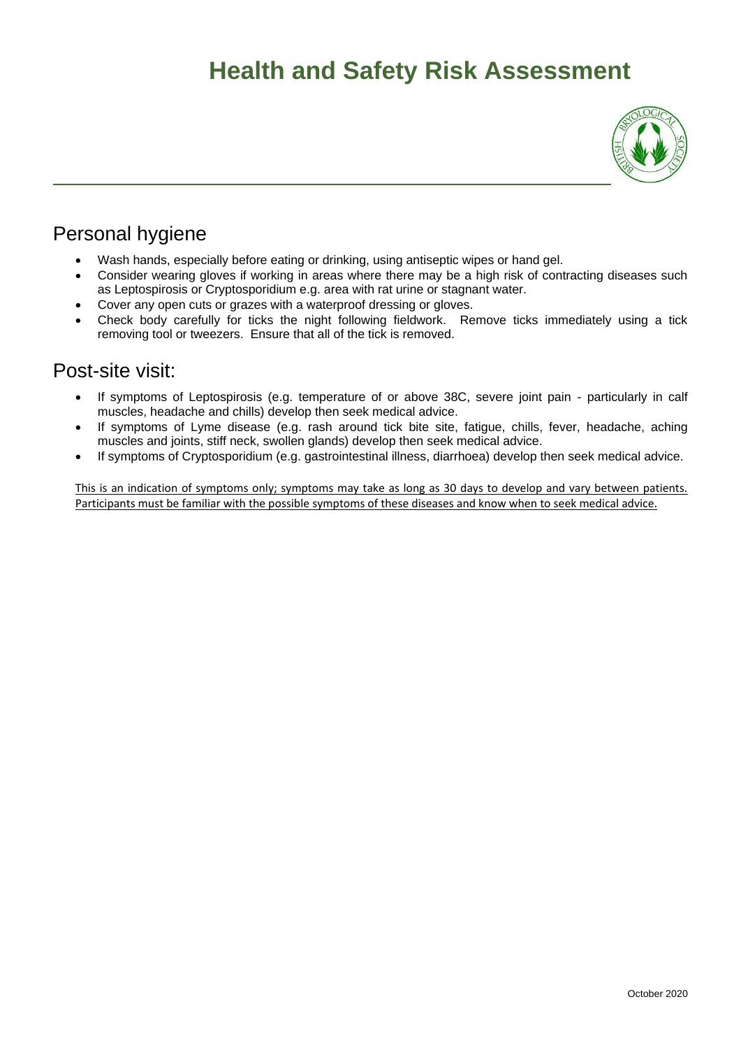# Health and Safety Risk Assessment

## Personal hygiene

- Wash hands, especially before eating or drinking, using antiseptic wipes or hand gel.
- Consider wearing gloves if working in areas where there may be a high risk of contracting diseases such as Leptospirosis or Cryptosporidium e.g. area with rat urine or stagnant water.
- Cover any open cuts or grazes with a waterproof dressing or gloves.
- Check body carefully for ticks the night following fieldwork. Remove ticks immediately using a tick removing tool or tweezers. Ensure that all of the tick is removed.

## Post-site visit:

- If symptoms of Leptospirosis (e.g. temperature of or above 38C, severe joint pain - particularly in calf muscles, headache and chills) develop then seek medical advice.
- If symptoms of Lyme disease (e.g. rash around tick bite site, fatigue, chills, fever, headache, aching muscles and joints, stiff neck, swollen glands) develop then seek medical advice.
- If symptoms of Cryptosporidium (e.g. gastrointestinal illness, diarrhoea) develop then seek medical advice.

This is an indication of symptoms only; symptoms may take as long as 30 days to develop and vary between patients. Participants must be familiar with the possible symptoms of these diseases and know when to seek medical advice.

October 2020